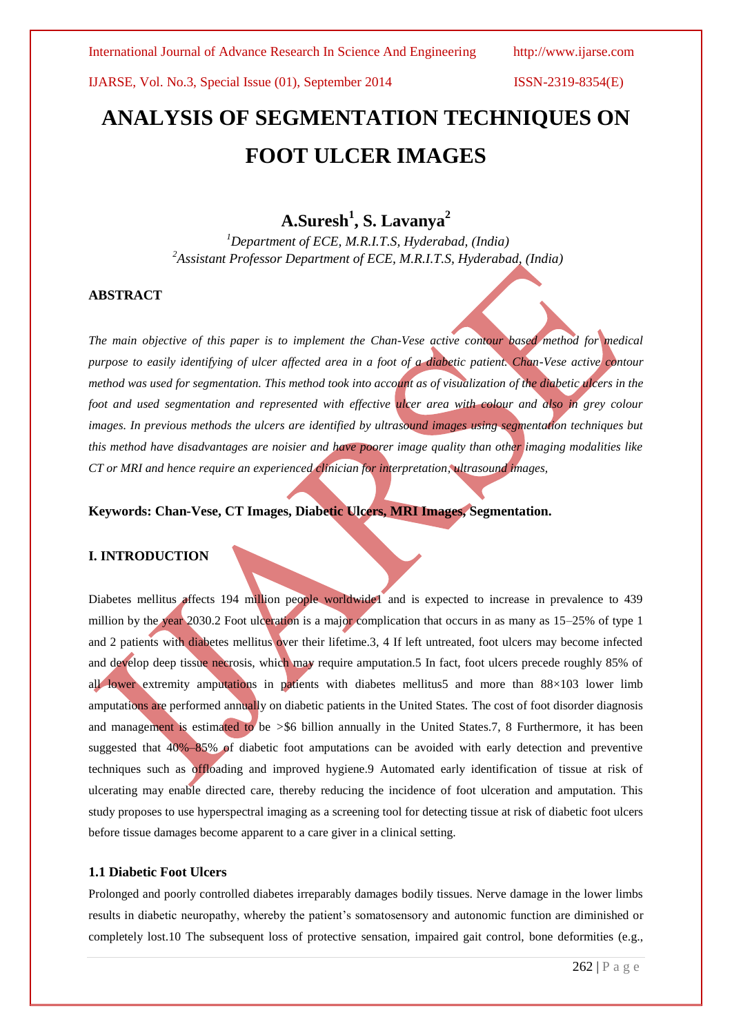# ANALYSIS OF SEGMENTATION TECHNIQUES ON FOOT ULCER IMAGES

**A.Suresh[1], S. Lavanya[2]**

*[1]Department of ECE, M.R.I.T.S, Hyderabad, (India)*
*[2]Assistant Professor Department of ECE, M.R.I.T.S, Hyderabad, (India)*

## ABSTRACT

*The main objective of this paper is to implement the Chan-Vese active contour based method for medical purpose to easily identifying of ulcer affected area in a foot of a diabetic patient. Chan-Vese active contour method was used for segmentation. This method took into account as of visualization of the diabetic ulcers in the foot and used segmentation and represented with effective ulcer area with colour and also in grey colour images. In previous methods the ulcers are identified by ultrasound images using segmentation techniques but this method have disadvantages are noisier and have poorer image quality than other imaging modalities like CT or MRI and hence require an experienced clinician for interpretation, ultrasound images,*

**Keywords: Chan-Vese, CT Images, Diabetic Ulcers, MRI Images, Segmentation.**

## I. INTRODUCTION

Diabetes mellitus affects 194 million people worldwide1 and is expected to increase in prevalence to 439 million by the year 2030.2 Foot ulceration is a major complication that occurs in as many as 15–25% of type 1 and 2 patients with diabetes mellitus over their lifetime.3, 4 If left untreated, foot ulcers may become infected and develop deep tissue necrosis, which may require amputation.5 In fact, foot ulcers precede roughly 85% of all lower extremity amputations in patients with diabetes mellitus5 and more than 88×103 lower limb amputations are performed annually on diabetic patients in the United States. The cost of foot disorder diagnosis and management is estimated to be >$6 billion annually in the United States.7, 8 Furthermore, it has been suggested that 40%–85% of diabetic foot amputations can be avoided with early detection and preventive techniques such as offloading and improved hygiene.9 Automated early identification of tissue at risk of ulcerating may enable directed care, thereby reducing the incidence of foot ulceration and amputation. This study proposes to use hyperspectral imaging as a screening tool for detecting tissue at risk of diabetic foot ulcers before tissue damages become apparent to a care giver in a clinical setting.

### 1.1 Diabetic Foot Ulcers

Prolonged and poorly controlled diabetes irreparably damages bodily tissues. Nerve damage in the lower limbs results in diabetic neuropathy, whereby the patient's somatosensory and autonomic function are diminished or completely lost.10 The subsequent loss of protective sensation, impaired gait control, bone deformities (e.g.,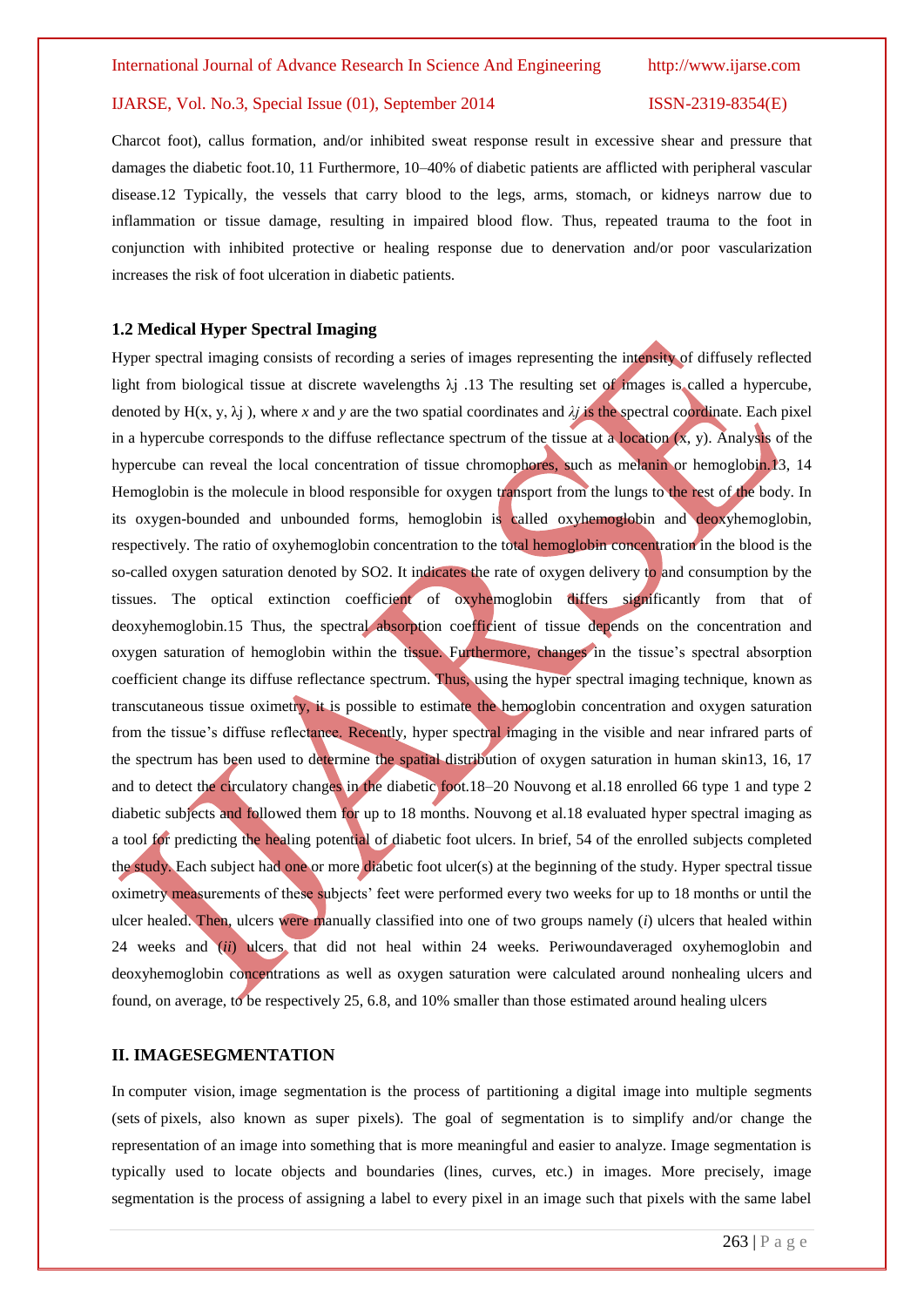Charcot foot), callus formation, and/or inhibited sweat response result in excessive shear and pressure that damages the diabetic foot.10, 11 Furthermore, 10–40% of diabetic patients are afflicted with peripheral vascular disease.12 Typically, the vessels that carry blood to the legs, arms, stomach, or kidneys narrow due to inflammation or tissue damage, resulting in impaired blood flow. Thus, repeated trauma to the foot in conjunction with inhibited protective or healing response due to denervation and/or poor vascularization increases the risk of foot ulceration in diabetic patients.

### 1.2 Medical Hyper Spectral Imaging

Hyper spectral imaging consists of recording a series of images representing the intensity of diffusely reflected light from biological tissue at discrete wavelengths $\lambda j$ .13 The resulting set of images is called a hypercube, denoted by $H(x, y, \lambda j)$, where *x* and *y* are the two spatial coordinates and $\lambda j$ is the spectral coordinate. Each pixel in a hypercube corresponds to the diffuse reflectance spectrum of the tissue at a location (x, y). Analysis of the hypercube can reveal the local concentration of tissue chromophores, such as melanin or hemoglobin.13, 14 Hemoglobin is the molecule in blood responsible for oxygen transport from the lungs to the rest of the body. In its oxygen-bounded and unbounded forms, hemoglobin is called oxyhemoglobin and deoxyhemoglobin, respectively. The ratio of oxyhemoglobin concentration to the total hemoglobin concentration in the blood is the so-called oxygen saturation denoted by SO2. It indicates the rate of oxygen delivery to and consumption by the tissues. The optical extinction coefficient of oxyhemoglobin differs significantly from that of deoxyhemoglobin.15 Thus, the spectral absorption coefficient of tissue depends on the concentration and oxygen saturation of hemoglobin within the tissue. Furthermore, changes in the tissue's spectral absorption coefficient change its diffuse reflectance spectrum. Thus, using the hyper spectral imaging technique, known as transcutaneous tissue oximetry, it is possible to estimate the hemoglobin concentration and oxygen saturation from the tissue's diffuse reflectance. Recently, hyper spectral imaging in the visible and near infrared parts of the spectrum has been used to determine the spatial distribution of oxygen saturation in human skin13, 16, 17 and to detect the circulatory changes in the diabetic foot.18–20 Nouvong et al.18 enrolled 66 type 1 and type 2 diabetic subjects and followed them for up to 18 months. Nouvong et al.18 evaluated hyper spectral imaging as a tool for predicting the healing potential of diabetic foot ulcers. In brief, 54 of the enrolled subjects completed the study. Each subject had one or more diabetic foot ulcer(s) at the beginning of the study. Hyper spectral tissue oximetry measurements of these subjects' feet were performed every two weeks for up to 18 months or until the ulcer healed. Then, ulcers were manually classified into one of two groups namely (*i*) ulcers that healed within 24 weeks and (*ii*) ulcers that did not heal within 24 weeks. Periwoundaveraged oxyhemoglobin and deoxyhemoglobin concentrations as well as oxygen saturation were calculated around nonhealing ulcers and found, on average, to be respectively 25, 6.8, and 10% smaller than those estimated around healing ulcers

## II. IMAGESEGMENTATION

In computer vision, image segmentation is the process of partitioning a digital image into multiple segments (sets of pixels, also known as super pixels). The goal of segmentation is to simplify and/or change the representation of an image into something that is more meaningful and easier to analyze. Image segmentation is typically used to locate objects and boundaries (lines, curves, etc.) in images. More precisely, image segmentation is the process of assigning a label to every pixel in an image such that pixels with the same label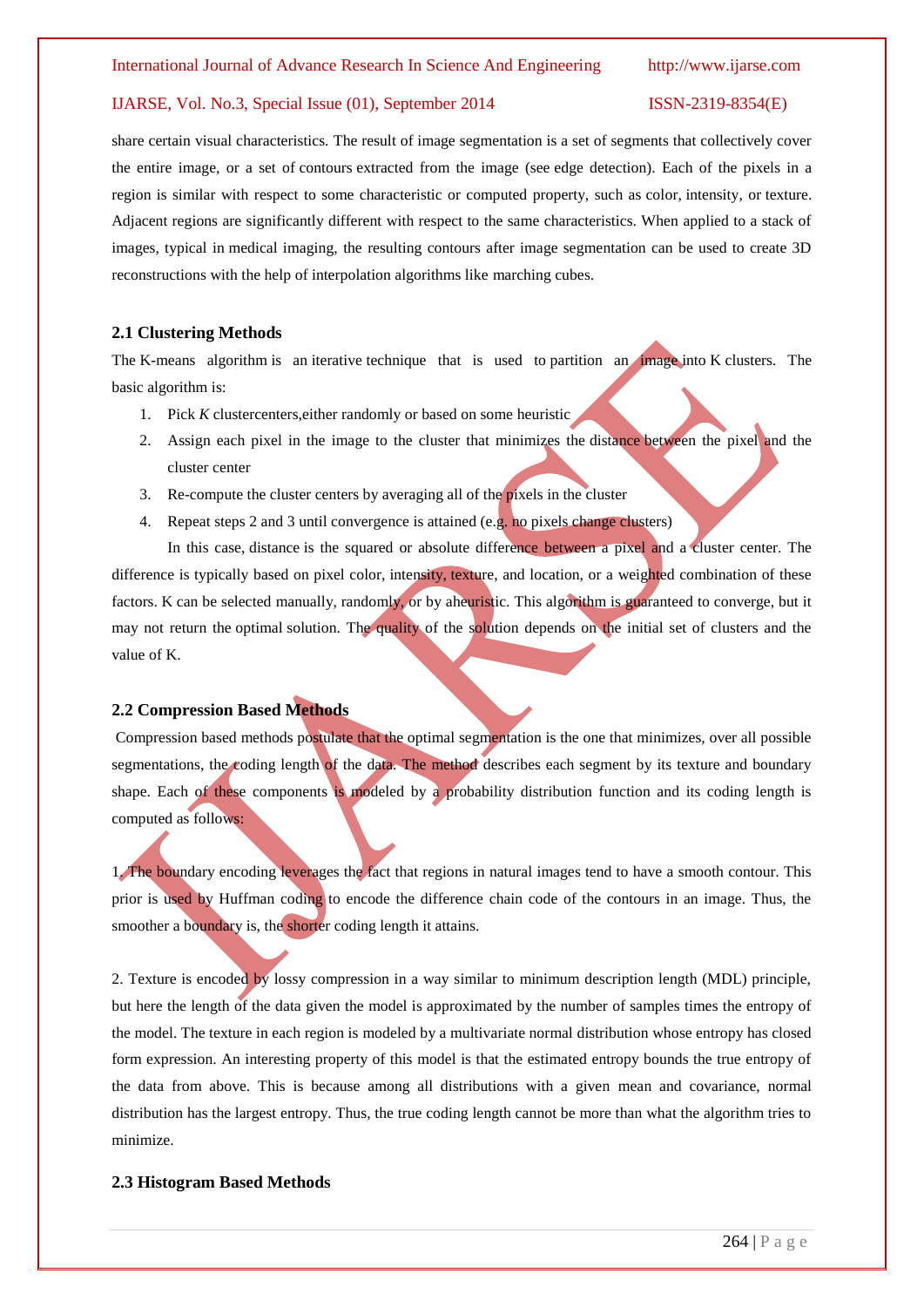share certain visual characteristics. The result of image segmentation is a set of segments that collectively cover the entire image, or a set of contours extracted from the image (see edge detection). Each of the pixels in a region is similar with respect to some characteristic or computed property, such as color, intensity, or texture. Adjacent regions are significantly different with respect to the same characteristics. When applied to a stack of images, typical in medical imaging, the resulting contours after image segmentation can be used to create 3D reconstructions with the help of interpolation algorithms like marching cubes.

### 2.1 Clustering Methods

The K-means algorithm is an iterative technique that is used to partition an image into K clusters. The basic algorithm is:

1. Pick *K* clustercenters,either randomly or based on some heuristic
2. Assign each pixel in the image to the cluster that minimizes the distance between the pixel and the cluster center
3. Re-compute the cluster centers by averaging all of the pixels in the cluster
4. Repeat steps 2 and 3 until convergence is attained (e.g. no pixels change clusters)

In this case, distance is the squared or absolute difference between a pixel and a cluster center. The difference is typically based on pixel color, intensity, texture, and location, or a weighted combination of these factors. K can be selected manually, randomly, or by aheuristic. This algorithm is guaranteed to converge, but it may not return the optimal solution. The quality of the solution depends on the initial set of clusters and the value of K.

### 2.2 Compression Based Methods

Compression based methods postulate that the optimal segmentation is the one that minimizes, over all possible segmentations, the coding length of the data. The method describes each segment by its texture and boundary shape. Each of these components is modeled by a probability distribution function and its coding length is computed as follows:

1. The boundary encoding leverages the fact that regions in natural images tend to have a smooth contour. This prior is used by Huffman coding to encode the difference chain code of the contours in an image. Thus, the smoother a boundary is, the shorter coding length it attains.

2. Texture is encoded by lossy compression in a way similar to minimum description length (MDL) principle, but here the length of the data given the model is approximated by the number of samples times the entropy of the model. The texture in each region is modeled by a multivariate normal distribution whose entropy has closed form expression. An interesting property of this model is that the estimated entropy bounds the true entropy of the data from above. This is because among all distributions with a given mean and covariance, normal distribution has the largest entropy. Thus, the true coding length cannot be more than what the algorithm tries to minimize.

### 2.3 Histogram Based Methods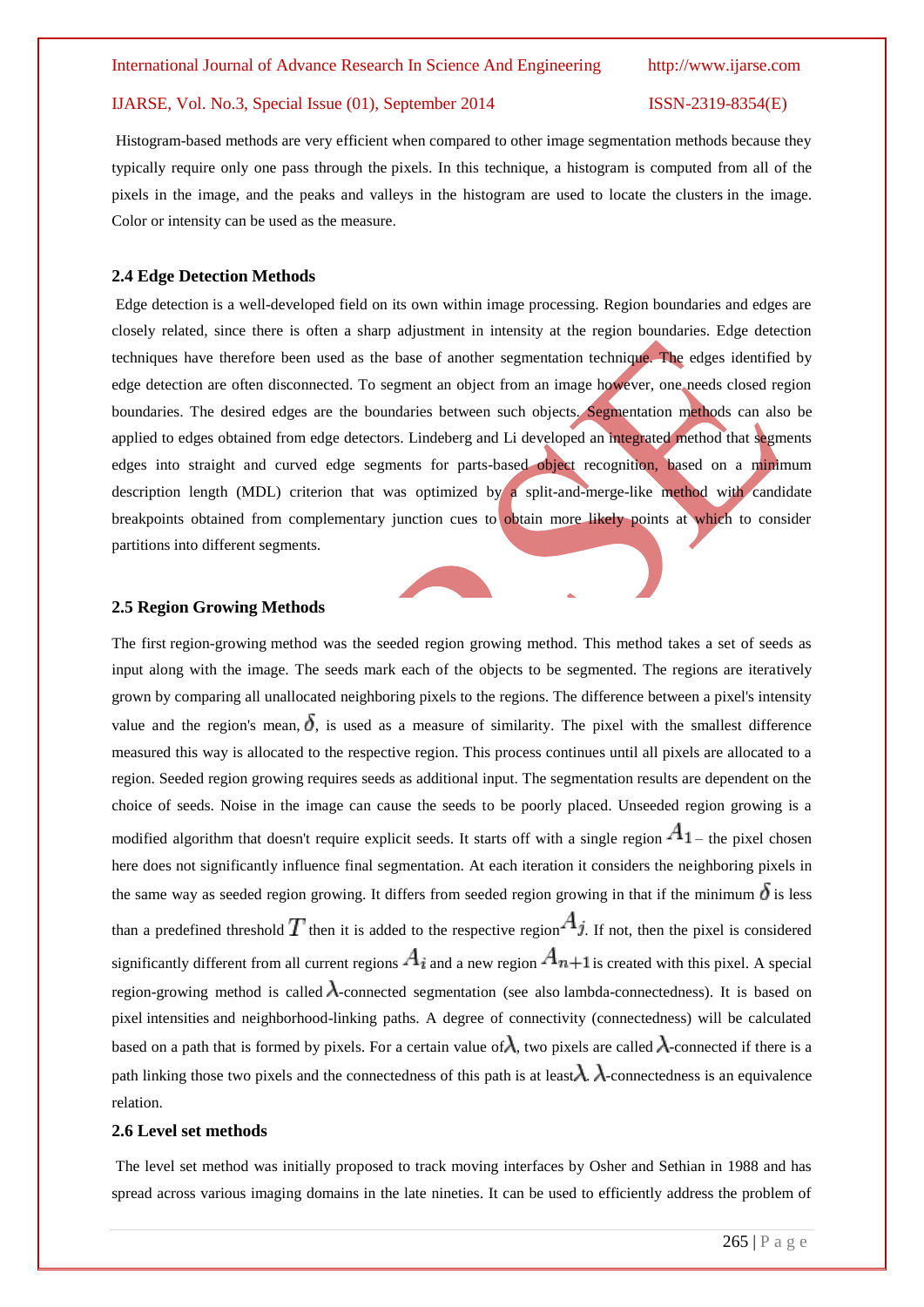Histogram-based methods are very efficient when compared to other image segmentation methods because they typically require only one pass through the pixels. In this technique, a histogram is computed from all of the pixels in the image, and the peaks and valleys in the histogram are used to locate the clusters in the image. Color or intensity can be used as the measure.

### 2.4 Edge Detection Methods

Edge detection is a well-developed field on its own within image processing. Region boundaries and edges are closely related, since there is often a sharp adjustment in intensity at the region boundaries. Edge detection techniques have therefore been used as the base of another segmentation technique. The edges identified by edge detection are often disconnected. To segment an object from an image however, one needs closed region boundaries. The desired edges are the boundaries between such objects. Segmentation methods can also be applied to edges obtained from edge detectors. Lindeberg and Li developed an integrated method that segments edges into straight and curved edge segments for parts-based object recognition, based on a minimum description length (MDL) criterion that was optimized by a split-and-merge-like method with candidate breakpoints obtained from complementary junction cues to obtain more likely points at which to consider partitions into different segments.

### 2.5 Region Growing Methods

The first region-growing method was the seeded region growing method. This method takes a set of seeds as input along with the image. The seeds mark each of the objects to be segmented. The regions are iteratively grown by comparing all unallocated neighboring pixels to the regions. The difference between a pixel's intensity value and the region's mean, $\delta$, is used as a measure of similarity. The pixel with the smallest difference measured this way is allocated to the respective region. This process continues until all pixels are allocated to a region. Seeded region growing requires seeds as additional input. The segmentation results are dependent on the choice of seeds. Noise in the image can cause the seeds to be poorly placed. Unseeded region growing is a modified algorithm that doesn't require explicit seeds. It starts off with a single region $A_1$ – the pixel chosen here does not significantly influence final segmentation. At each iteration it considers the neighboring pixels in the same way as seeded region growing. It differs from seeded region growing in that if the minimum $\delta$ is less than a predefined threshold $T$ then it is added to the respective region $A_j$. If not, then the pixel is considered significantly different from all current regions $A_i$ and a new region $A_{n+1}$ is created with this pixel. A special region-growing method is called $\lambda$-connected segmentation (see also lambda-connectedness). It is based on pixel intensities and neighborhood-linking paths. A degree of connectivity (connectedness) will be calculated based on a path that is formed by pixels. For a certain value of $\lambda$, two pixels are called $\lambda$-connected if there is a path linking those two pixels and the connectedness of this path is at least $\lambda$. $\lambda$-connectedness is an equivalence relation.

### 2.6 Level set methods

The level set method was initially proposed to track moving interfaces by Osher and Sethian in 1988 and has spread across various imaging domains in the late nineties. It can be used to efficiently address the problem of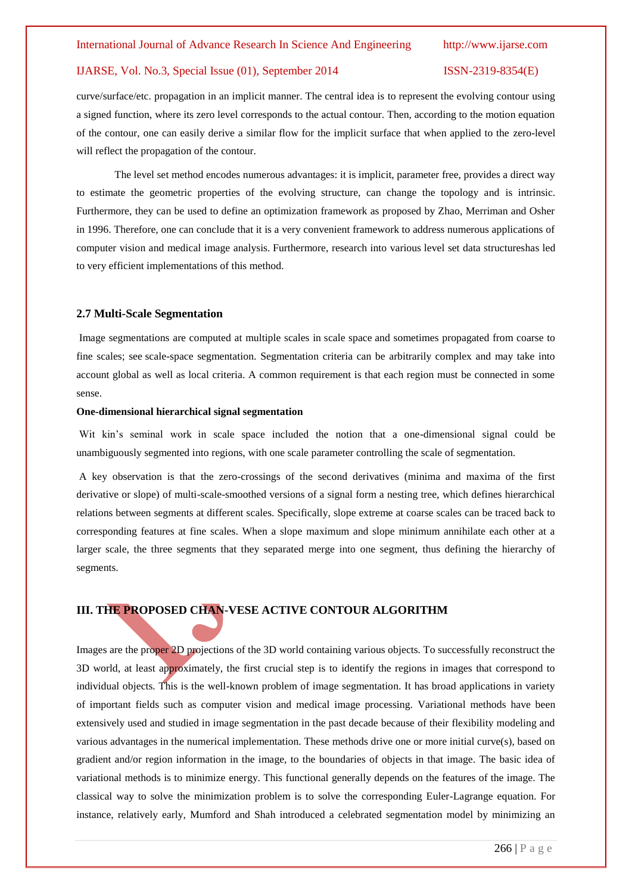curve/surface/etc. propagation in an implicit manner. The central idea is to represent the evolving contour using a signed function, where its zero level corresponds to the actual contour. Then, according to the motion equation of the contour, one can easily derive a similar flow for the implicit surface that when applied to the zero-level will reflect the propagation of the contour.

The level set method encodes numerous advantages: it is implicit, parameter free, provides a direct way to estimate the geometric properties of the evolving structure, can change the topology and is intrinsic. Furthermore, they can be used to define an optimization framework as proposed by Zhao, Merriman and Osher in 1996. Therefore, one can conclude that it is a very convenient framework to address numerous applications of computer vision and medical image analysis. Furthermore, research into various level set data structureshas led to very efficient implementations of this method.

### 2.7 Multi-Scale Segmentation

Image segmentations are computed at multiple scales in scale space and sometimes propagated from coarse to fine scales; see scale-space segmentation. Segmentation criteria can be arbitrarily complex and may take into account global as well as local criteria. A common requirement is that each region must be connected in some sense.

**One-dimensional hierarchical signal segmentation**

Wit kin's seminal work in scale space included the notion that a one-dimensional signal could be unambiguously segmented into regions, with one scale parameter controlling the scale of segmentation.

A key observation is that the zero-crossings of the second derivatives (minima and maxima of the first derivative or slope) of multi-scale-smoothed versions of a signal form a nesting tree, which defines hierarchical relations between segments at different scales. Specifically, slope extreme at coarse scales can be traced back to corresponding features at fine scales. When a slope maximum and slope minimum annihilate each other at a larger scale, the three segments that they separated merge into one segment, thus defining the hierarchy of segments.

## III. THE PROPOSED CHAN-VESE ACTIVE CONTOUR ALGORITHM

Images are the proper 2D projections of the 3D world containing various objects. To successfully reconstruct the 3D world, at least approximately, the first crucial step is to identify the regions in images that correspond to individual objects. This is the well-known problem of image segmentation. It has broad applications in variety of important fields such as computer vision and medical image processing. Variational methods have been extensively used and studied in image segmentation in the past decade because of their flexibility modeling and various advantages in the numerical implementation. These methods drive one or more initial curve(s), based on gradient and/or region information in the image, to the boundaries of objects in that image. The basic idea of variational methods is to minimize energy. This functional generally depends on the features of the image. The classical way to solve the minimization problem is to solve the corresponding Euler-Lagrange equation. For instance, relatively early, Mumford and Shah introduced a celebrated segmentation model by minimizing an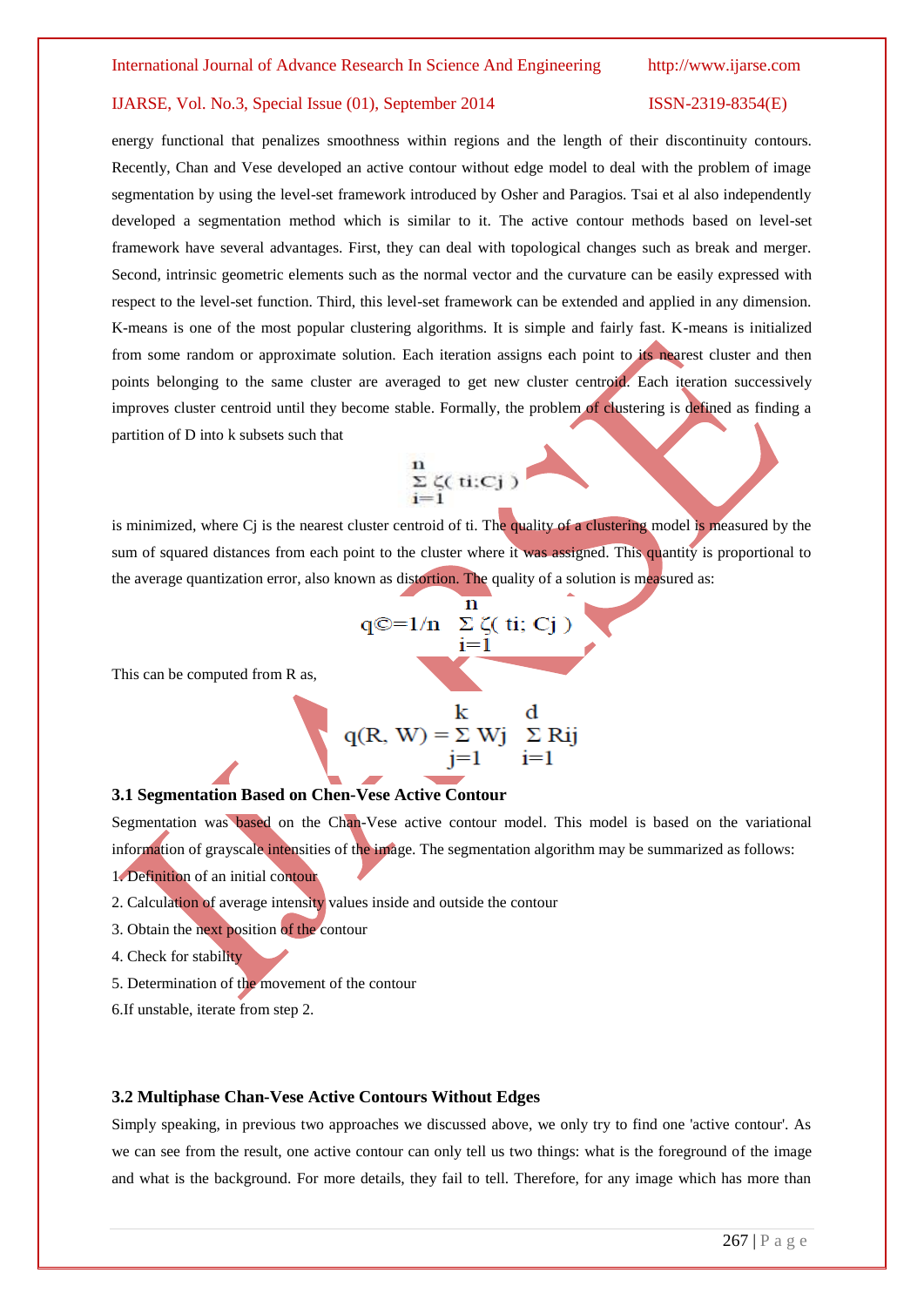energy functional that penalizes smoothness within regions and the length of their discontinuity contours. Recently, Chan and Vese developed an active contour without edge model to deal with the problem of image segmentation by using the level-set framework introduced by Osher and Paragios. Tsai et al also independently developed a segmentation method which is similar to it. The active contour methods based on level-set framework have several advantages. First, they can deal with topological changes such as break and merger. Second, intrinsic geometric elements such as the normal vector and the curvature can be easily expressed with respect to the level-set function. Third, this level-set framework can be extended and applied in any dimension. K-means is one of the most popular clustering algorithms. It is simple and fairly fast. K-means is initialized from some random or approximate solution. Each iteration assigns each point to its nearest cluster and then points belonging to the same cluster are averaged to get new cluster centroid. Each iteration successively improves cluster centroid until they become stable. Formally, the problem of clustering is defined as finding a partition of D into k subsets such that

$$\sum_{i=1}^{n} \zeta(t_i; C_j)$$

is minimized, where Cj is the nearest cluster centroid of ti. The quality of a clustering model is measured by the sum of squared distances from each point to the cluster where it was assigned. This quantity is proportional to the average quantization error, also known as distortion. The quality of a solution is measured as:

$$q© = 1/n \sum_{i=1}^{n} \zeta(t_i; C_j)$$

This can be computed from R as,

$$q(R, W) = \sum_{j=1}^{k} W_j \sum_{i=1}^{d} R_{ij}$$

### 3.1 Segmentation Based on Chen-Vese Active Contour

Segmentation was based on the Chan-Vese active contour model. This model is based on the variational information of grayscale intensities of the image. The segmentation algorithm may be summarized as follows:

1. Definition of an initial contour
2. Calculation of average intensity values inside and outside the contour
3. Obtain the next position of the contour
4. Check for stability
5. Determination of the movement of the contour
6. If unstable, iterate from step 2.

### 3.2 Multiphase Chan-Vese Active Contours Without Edges

Simply speaking, in previous two approaches we discussed above, we only try to find one 'active contour'. As we can see from the result, one active contour can only tell us two things: what is the foreground of the image and what is the background. For more details, they fail to tell. Therefore, for any image which has more than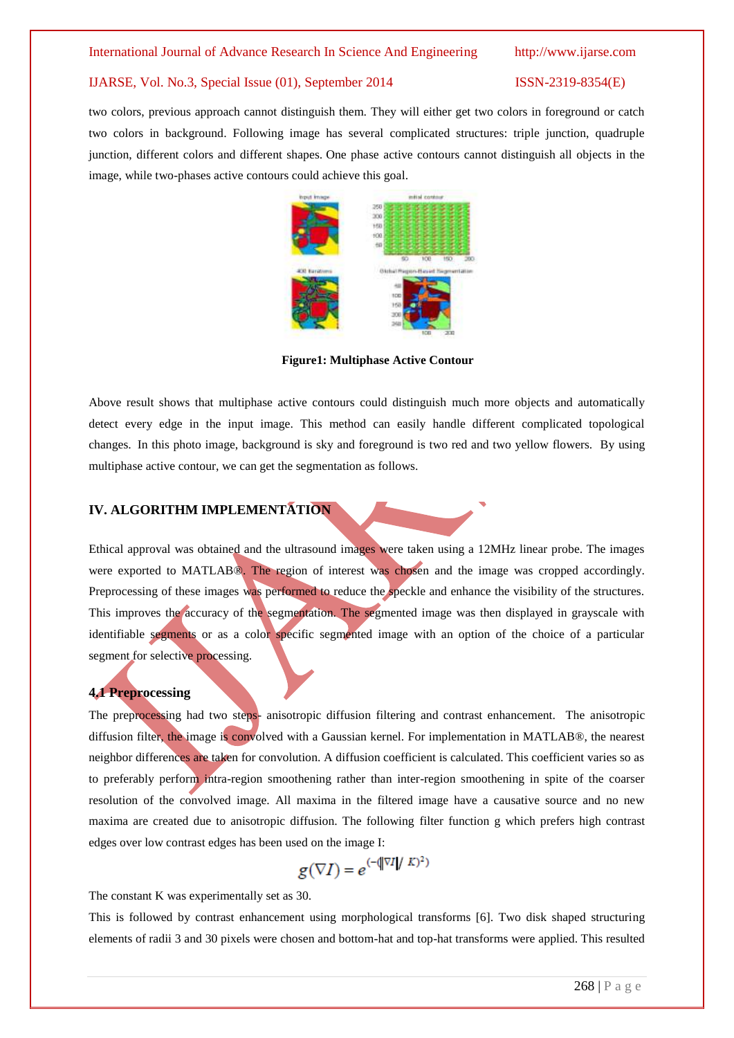two colors, previous approach cannot distinguish them. They will either get two colors in foreground or catch two colors in background. Following image has several complicated structures: triple junction, quadruple junction, different colors and different shapes. One phase active contours cannot distinguish all objects in the image, while two-phases active contours could achieve this goal.

**Figure1: Multiphase Active Contour**

Above result shows that multiphase active contours could distinguish much more objects and automatically detect every edge in the input image. This method can easily handle different complicated topological changes. In this photo image, background is sky and foreground is two red and two yellow flowers. By using multiphase active contour, we can get the segmentation as follows.

## IV. ALGORITHM IMPLEMENTATION

Ethical approval was obtained and the ultrasound images were taken using a 12MHz linear probe. The images were exported to MATLAB®. The region of interest was chosen and the image was cropped accordingly. Preprocessing of these images was performed to reduce the speckle and enhance the visibility of the structures. This improves the accuracy of the segmentation. The segmented image was then displayed in grayscale with identifiable segments or as a color specific segmented image with an option of the choice of a particular segment for selective processing.

### 4.1 Preprocessing

The preprocessing had two steps- anisotropic diffusion filtering and contrast enhancement. The anisotropic diffusion filter, the image is convolved with a Gaussian kernel. For implementation in MATLAB®, the nearest neighbor differences are taken for convolution. A diffusion coefficient is calculated. This coefficient varies so as to preferably perform intra-region smoothening rather than inter-region smoothening in spite of the coarser resolution of the convolved image. All maxima in the filtered image have a causative source and no new maxima are created due to anisotropic diffusion. The following filter function g which prefers high contrast edges over low contrast edges has been used on the image I:

$$g(\nabla I) = e^{(-(\|\nabla I\| / K)^2)}$$

The constant K was experimentally set as 30.

This is followed by contrast enhancement using morphological transforms [6]. Two disk shaped structuring elements of radii 3 and 30 pixels were chosen and bottom-hat and top-hat transforms were applied. This resulted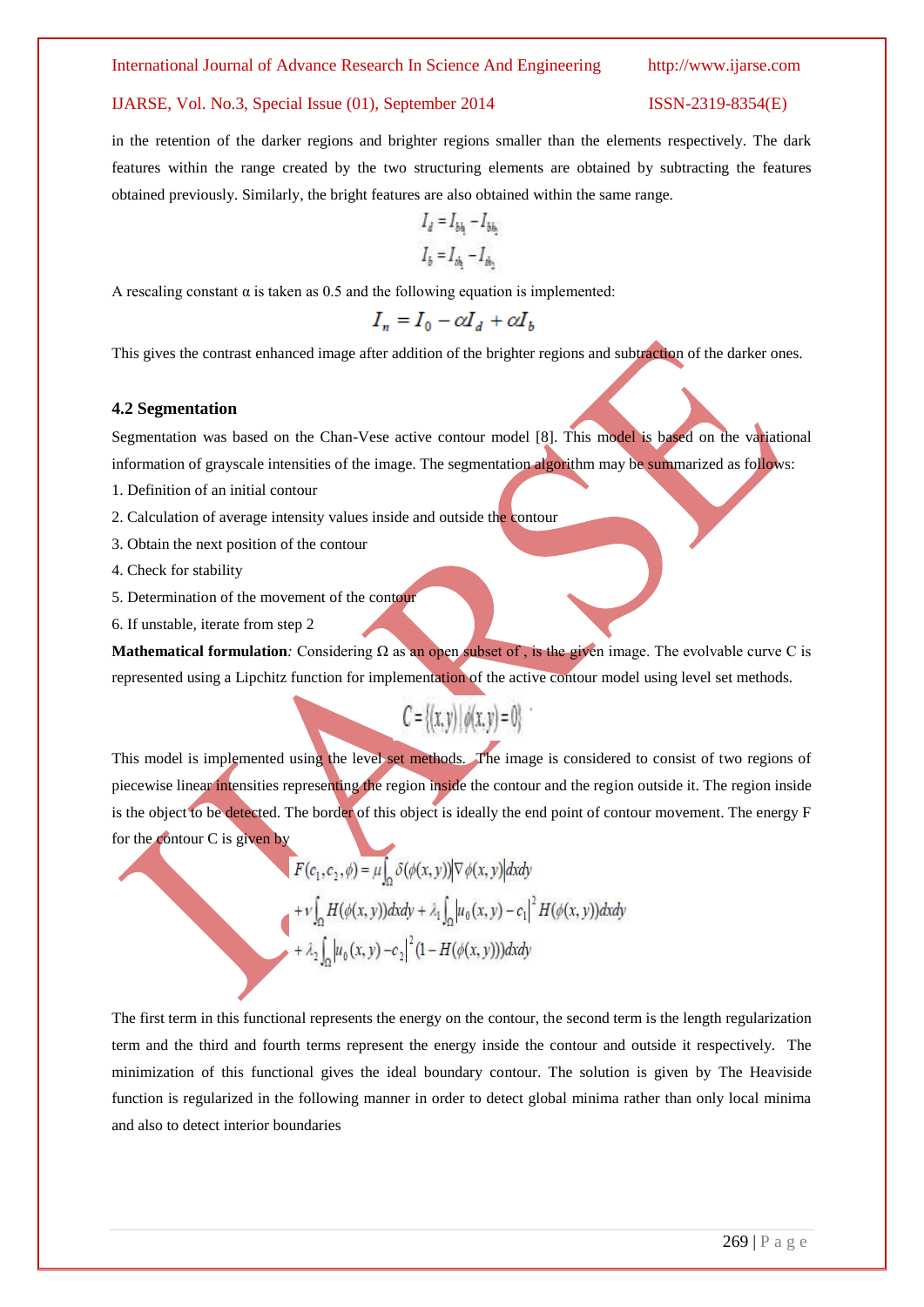in the retention of the darker regions and brighter regions smaller than the elements respectively. The dark features within the range created by the two structuring elements are obtained by subtracting the features obtained previously. Similarly, the bright features are also obtained within the same range.

$$I_d = I_{bh_1} - I_{bh_2}$$
$$I_b = I_{th_1} - I_{th_2}$$

A rescaling constant α is taken as 0.5 and the following equation is implemented:

$$I_n = I_0 - \alpha I_d + \alpha I_b$$

This gives the contrast enhanced image after addition of the brighter regions and subtraction of the darker ones.

### 4.2 Segmentation

Segmentation was based on the Chan-Vese active contour model [8]. This model is based on the variational information of grayscale intensities of the image. The segmentation algorithm may be summarized as follows:

1. Definition of an initial contour
2. Calculation of average intensity values inside and outside the contour
3. Obtain the next position of the contour
4. Check for stability
5. Determination of the movement of the contour
6. If unstable, iterate from step 2

**Mathematical formulation***:* Considering Ω as an open subset of , is the given image. The evolvable curve C is represented using a Lipchitz function for implementation of the active contour model using level set methods.

$$C = \{(x,y) \mid \phi(x,y) = 0\}$$

This model is implemented using the level set methods. The image is considered to consist of two regions of piecewise linear intensities representing the region inside the contour and the region outside it. The region inside is the object to be detected. The border of this object is ideally the end point of contour movement. The energy F for the contour C is given by

$$F(c_1, c_2, \phi) = \mu \int_\Omega \delta(\phi(x,y)) |\nabla \phi(x,y)| dxdy$$
$$+ \nu \int_\Omega H(\phi(x,y)) dxdy + \lambda_1 \int_\Omega |u_0(x,y) - c_1|^2 H(\phi(x,y)) dxdy$$
$$+ \lambda_2 \int_\Omega |u_0(x,y) - c_2|^2 (1 - H(\phi(x,y))) dxdy$$

The first term in this functional represents the energy on the contour, the second term is the length regularization term and the third and fourth terms represent the energy inside the contour and outside it respectively. The minimization of this functional gives the ideal boundary contour. The solution is given by The Heaviside function is regularized in the following manner in order to detect global minima rather than only local minima and also to detect interior boundaries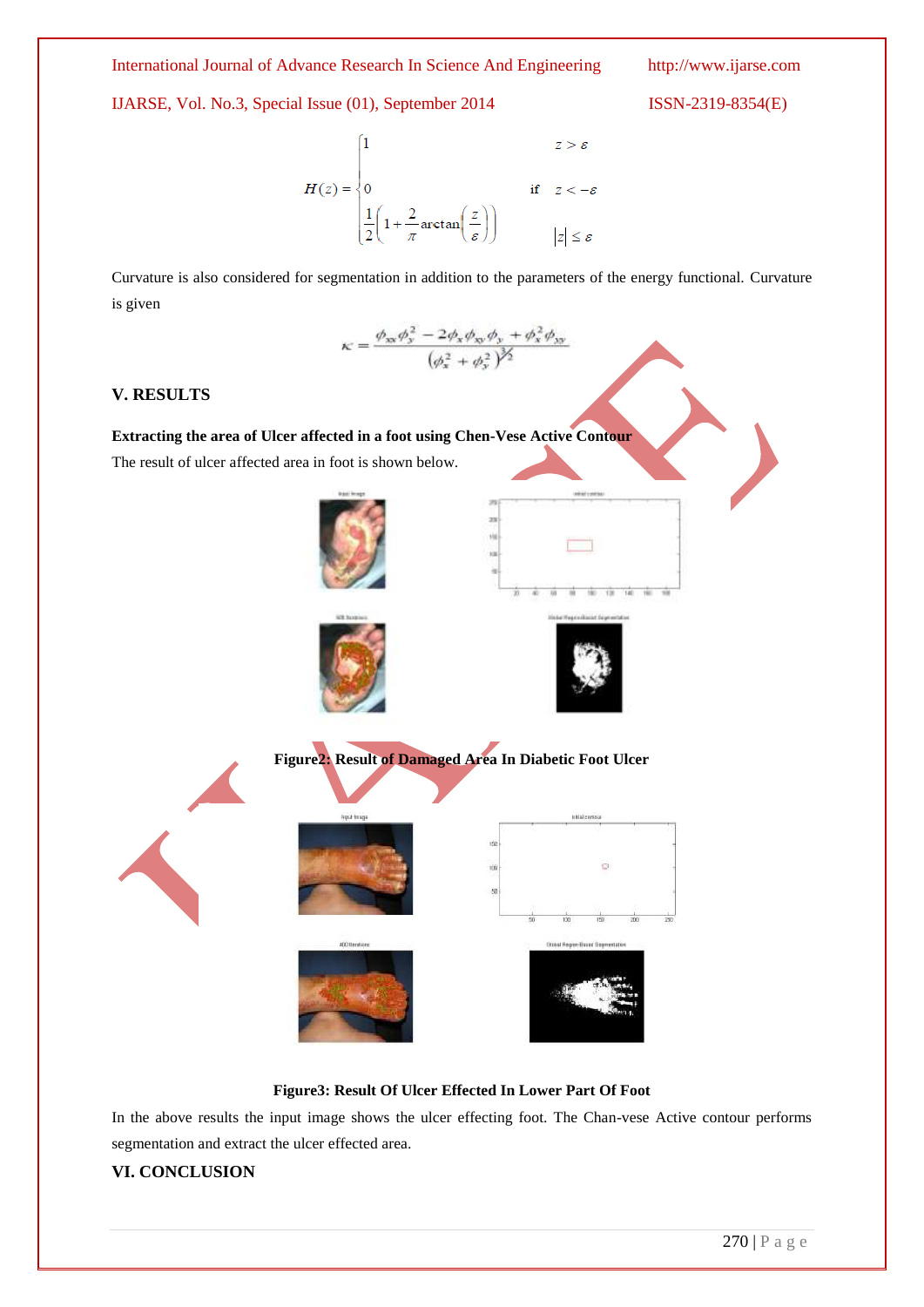$$H(z) = \begin{cases} 1 & z > \varepsilon \\ 0 & \text{if} \quad z < -\varepsilon \\ \frac{1}{2}\left(1 + \frac{2}{\pi}\arctan\left(\frac{z}{\varepsilon}\right)\right) & |z| \le \varepsilon \end{cases}$$

Curvature is also considered for segmentation in addition to the parameters of the energy functional. Curvature is given

$$\kappa = \frac{\phi_{xx}\phi_y^2 - 2\phi_x\phi_{xy}\phi_y + \phi_x^2\phi_{yy}}{(\phi_x^2 + \phi_y^2)^{3/2}}$$

## V. RESULTS

**Extracting the area of Ulcer affected in a foot using Chen-Vese Active Contour**

The result of ulcer affected area in foot is shown below.

**Figure2: Result of Damaged Area In Diabetic Foot Ulcer**

**Figure3: Result Of Ulcer Effected In Lower Part Of Foot**

In the above results the input image shows the ulcer effecting foot. The Chan-vese Active contour performs segmentation and extract the ulcer effected area.

## VI. CONCLUSION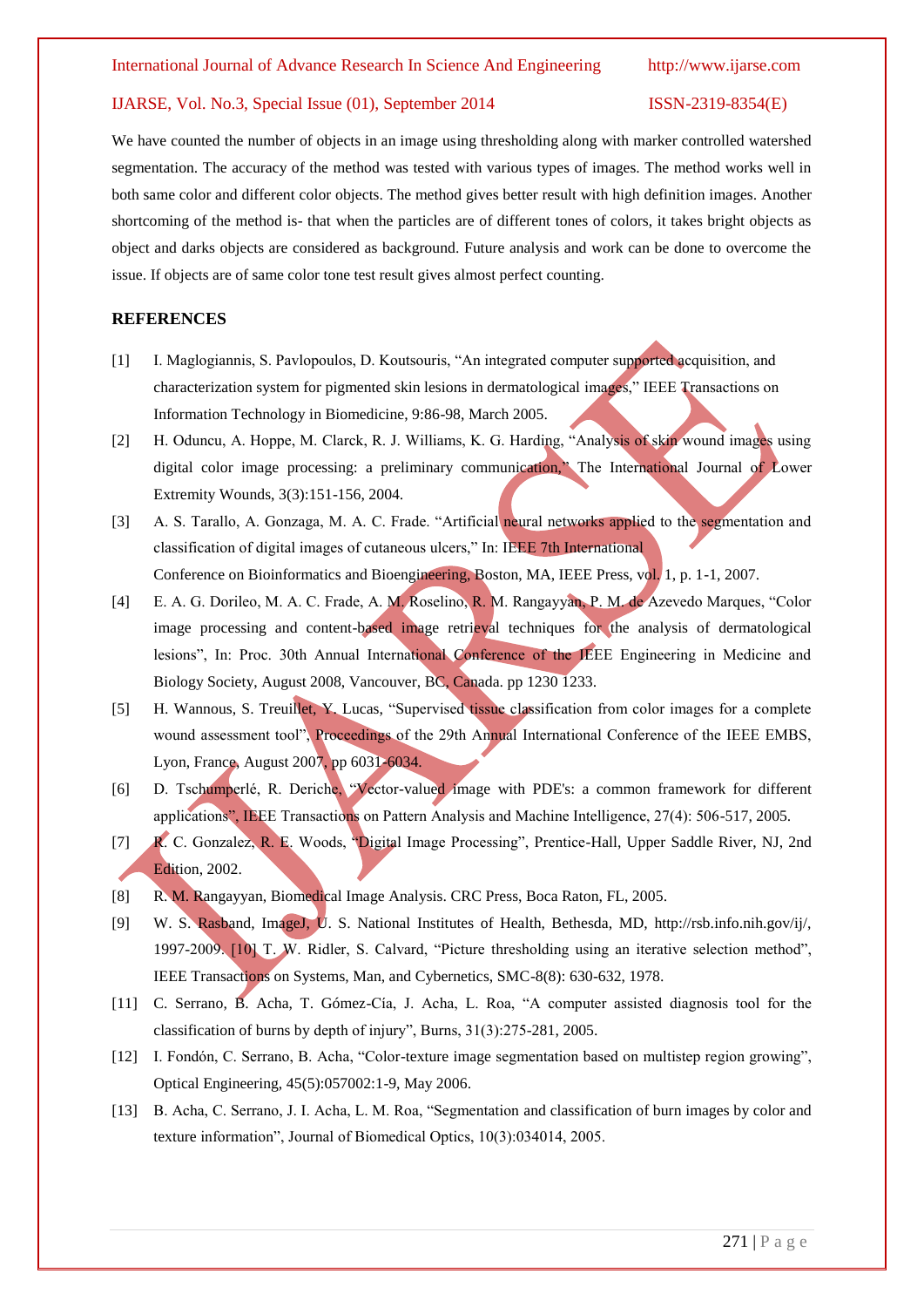We have counted the number of objects in an image using thresholding along with marker controlled watershed segmentation. The accuracy of the method was tested with various types of images. The method works well in both same color and different color objects. The method gives better result with high definition images. Another shortcoming of the method is- that when the particles are of different tones of colors, it takes bright objects as object and darks objects are considered as background. Future analysis and work can be done to overcome the issue. If objects are of same color tone test result gives almost perfect counting.

## REFERENCES

[1] I. Maglogiannis, S. Pavlopoulos, D. Koutsouris, "An integrated computer supported acquisition, and characterization system for pigmented skin lesions in dermatological images," IEEE Transactions on Information Technology in Biomedicine, 9:86-98, March 2005.

[2] H. Oduncu, A. Hoppe, M. Clarck, R. J. Williams, K. G. Harding, "Analysis of skin wound images using digital color image processing: a preliminary communication," The International Journal of Lower Extremity Wounds, 3(3):151-156, 2004.

[3] A. S. Tarallo, A. Gonzaga, M. A. C. Frade. "Artificial neural networks applied to the segmentation and classification of digital images of cutaneous ulcers," In: IEEE 7th International Conference on Bioinformatics and Bioengineering, Boston, MA, IEEE Press, vol. 1, p. 1-1, 2007.

[4] E. A. G. Dorileo, M. A. C. Frade, A. M. Roselino, R. M. Rangayyan, P. M. de Azevedo Marques, "Color image processing and content-based image retrieval techniques for the analysis of dermatological lesions", In: Proc. 30th Annual International Conference of the IEEE Engineering in Medicine and Biology Society, August 2008, Vancouver, BC, Canada. pp 1230 1233.

[5] H. Wannous, S. Treuillet, Y. Lucas, "Supervised tissue classification from color images for a complete wound assessment tool", Proceedings of the 29th Annual International Conference of the IEEE EMBS, Lyon, France, August 2007, pp 6031-6034.

[6] D. Tschumperlé, R. Deriche, "Vector-valued image with PDE's: a common framework for different applications", IEEE Transactions on Pattern Analysis and Machine Intelligence, 27(4): 506-517, 2005.

[7] R. C. Gonzalez, R. E. Woods, "Digital Image Processing", Prentice-Hall, Upper Saddle River, NJ, 2nd Edition, 2002.

[8] R. M. Rangayyan, Biomedical Image Analysis. CRC Press, Boca Raton, FL, 2005.

[9] W. S. Rasband, ImageJ, U. S. National Institutes of Health, Bethesda, MD, http://rsb.info.nih.gov/ij/, 1997-2009. [10] T. W. Ridler, S. Calvard, "Picture thresholding using an iterative selection method", IEEE Transactions on Systems, Man, and Cybernetics, SMC-8(8): 630-632, 1978.

[11] C. Serrano, B. Acha, T. Gómez-Cía, J. Acha, L. Roa, "A computer assisted diagnosis tool for the classification of burns by depth of injury", Burns, 31(3):275-281, 2005.

[12] I. Fondón, C. Serrano, B. Acha, "Color-texture image segmentation based on multistep region growing", Optical Engineering, 45(5):057002:1-9, May 2006.

[13] B. Acha, C. Serrano, J. I. Acha, L. M. Roa, "Segmentation and classification of burn images by color and texture information", Journal of Biomedical Optics, 10(3):034014, 2005.